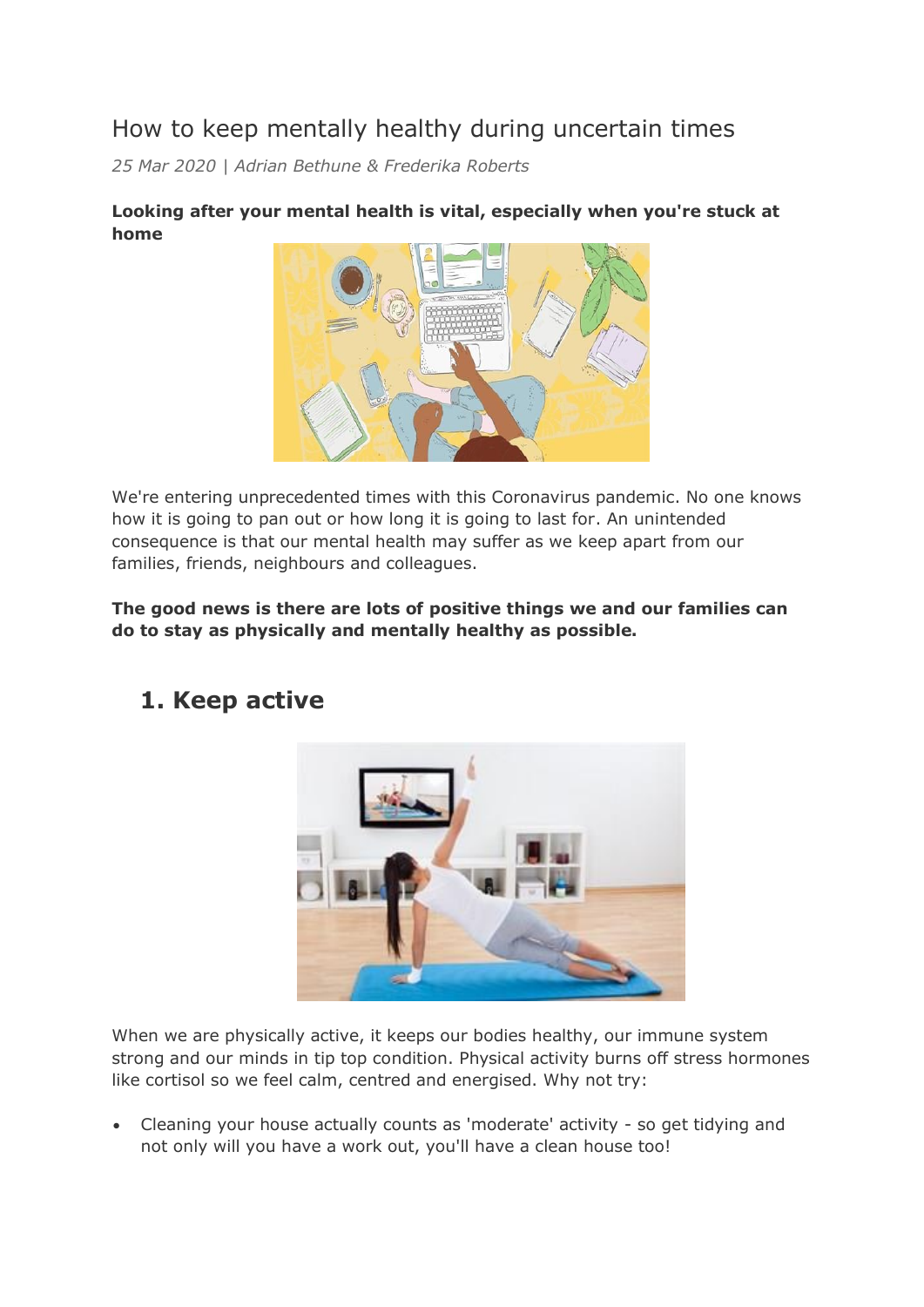# How to keep mentally healthy during uncertain times

*25 Mar 2020 | Adrian Bethune & Frederika Roberts*

**Looking after your mental health is vital, especially when you're stuck at home**

We're entering unprecedented times with this Coronavirus pandemic. No one knows how it is going to pan out or how long it is going to last for. An unintended consequence is that our mental health may suffer as we keep apart from our families, friends, neighbours and colleagues.

**The good news is there are lots of positive things we and our families can do to stay as physically and mentally healthy as possible.**

## 1. Keep active

When we are physically active, it keeps our bodies healthy, our immune system strong and our minds in tip top condition. Physical activity burns off stress hormones like cortisol so we feel calm, centred and energised. Why not try:

- Cleaning your house actually counts as 'moderate' activity - so get tidying and not only will you have a work out, you'll have a clean house too!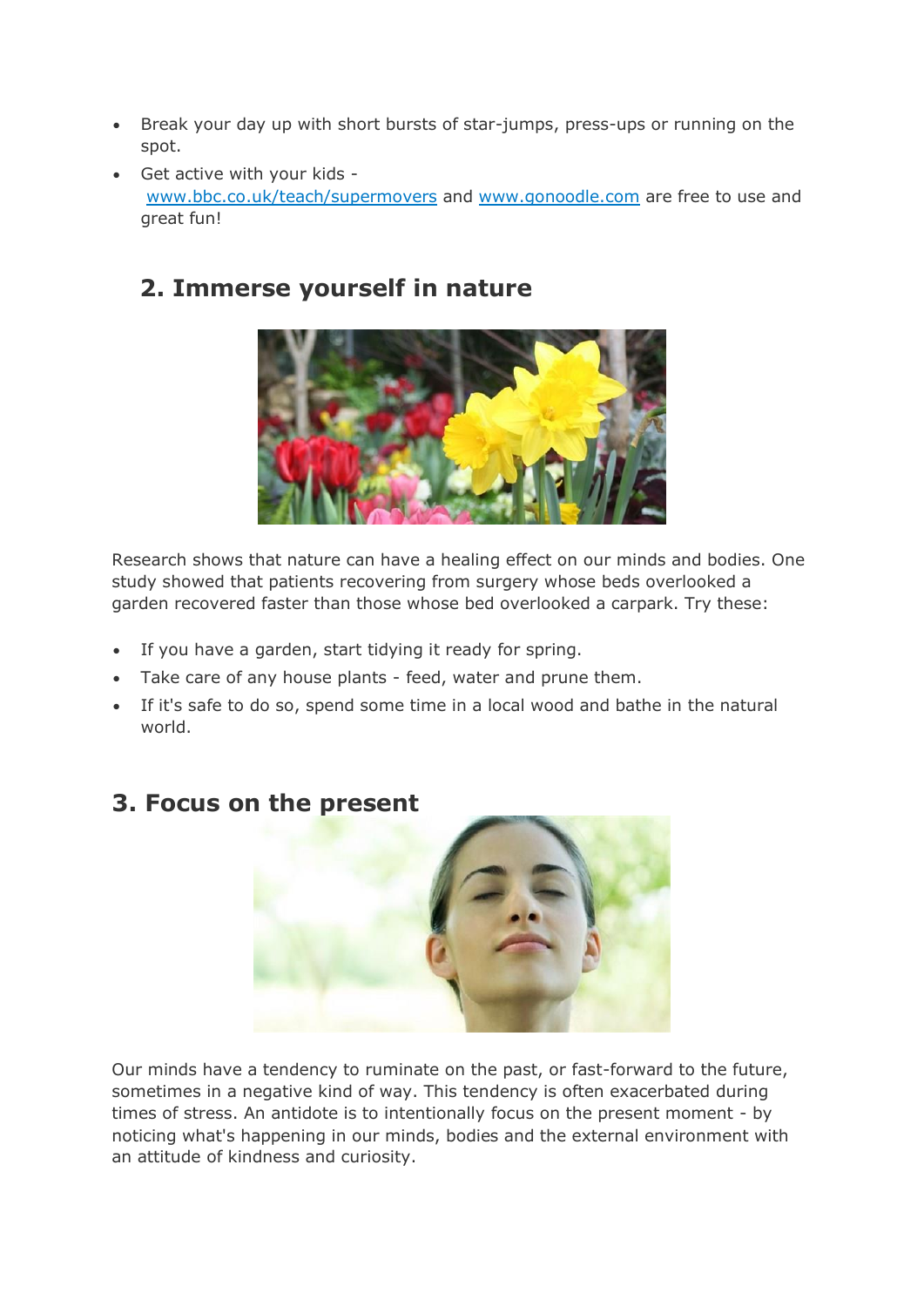- Break your day up with short bursts of star-jumps, press-ups or running on the spot.
- Get active with your kids - [www.bbc.co.uk/teach/supermovers](http://www.bbc.co.uk/teach/supermovers) and [www.gonoodle.com](http://www.gonoodle.com) are free to use and great fun!

## 2. Immerse yourself in nature

Research shows that nature can have a healing effect on our minds and bodies. One study showed that patients recovering from surgery whose beds overlooked a garden recovered faster than those whose bed overlooked a carpark. Try these:

- If you have a garden, start tidying it ready for spring.
- Take care of any house plants - feed, water and prune them.
- If it's safe to do so, spend some time in a local wood and bathe in the natural world.

## 3. Focus on the present

Our minds have a tendency to ruminate on the past, or fast-forward to the future, sometimes in a negative kind of way. This tendency is often exacerbated during times of stress. An antidote is to intentionally focus on the present moment - by noticing what's happening in our minds, bodies and the external environment with an attitude of kindness and curiosity.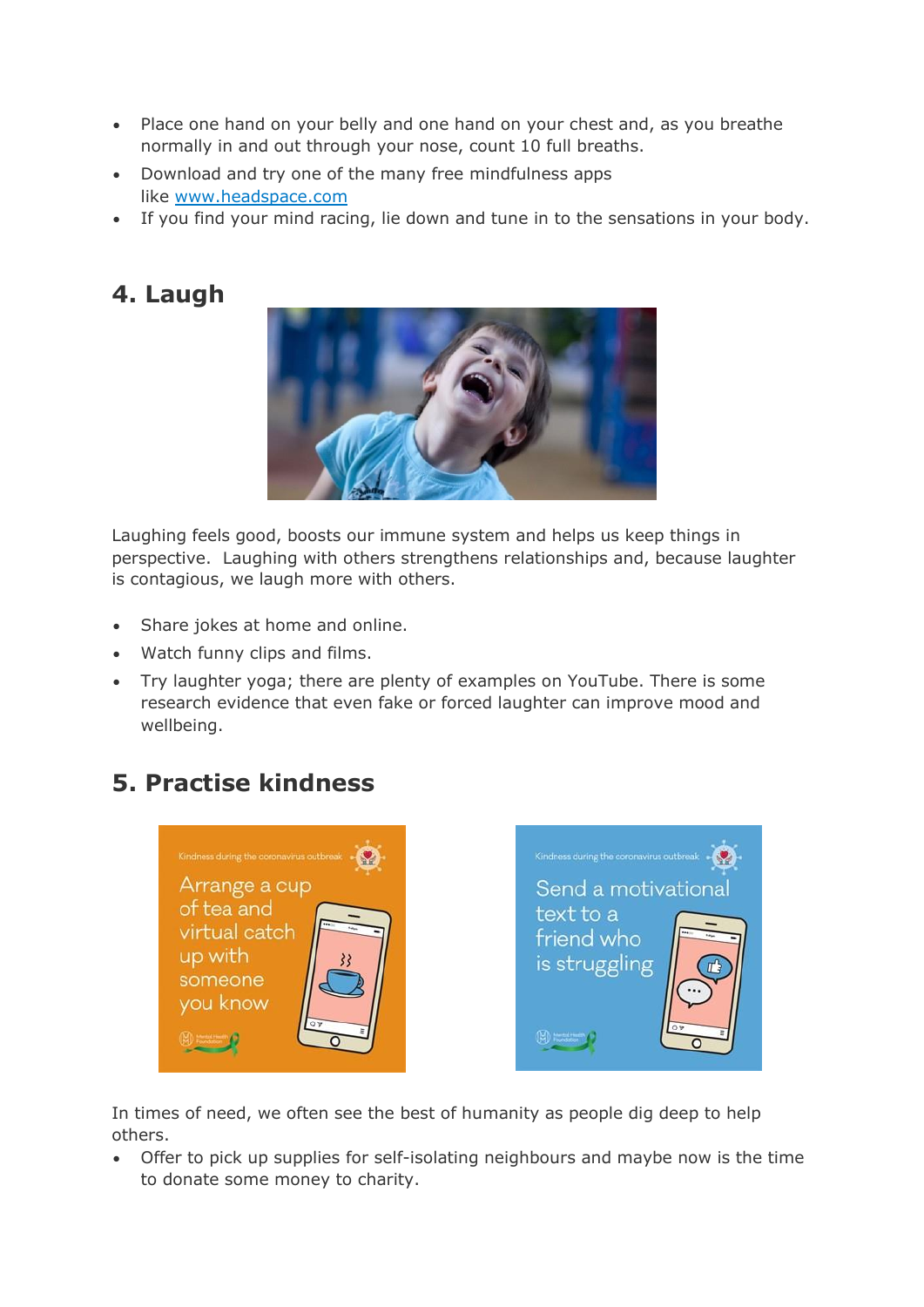- Place one hand on your belly and one hand on your chest and, as you breathe normally in and out through your nose, count 10 full breaths.
- Download and try one of the many free mindfulness apps like [www.headspace.com](http://www.headspace.com)
- If you find your mind racing, lie down and tune in to the sensations in your body.

## 4. Laugh

Laughing feels good, boosts our immune system and helps us keep things in perspective. Laughing with others strengthens relationships and, because laughter is contagious, we laugh more with others.

- Share jokes at home and online.
- Watch funny clips and films.
- Try laughter yoga; there are plenty of examples on YouTube. There is some research evidence that even fake or forced laughter can improve mood and wellbeing.

## 5. Practise kindness

In times of need, we often see the best of humanity as people dig deep to help others.

- Offer to pick up supplies for self-isolating neighbours and maybe now is the time to donate some money to charity.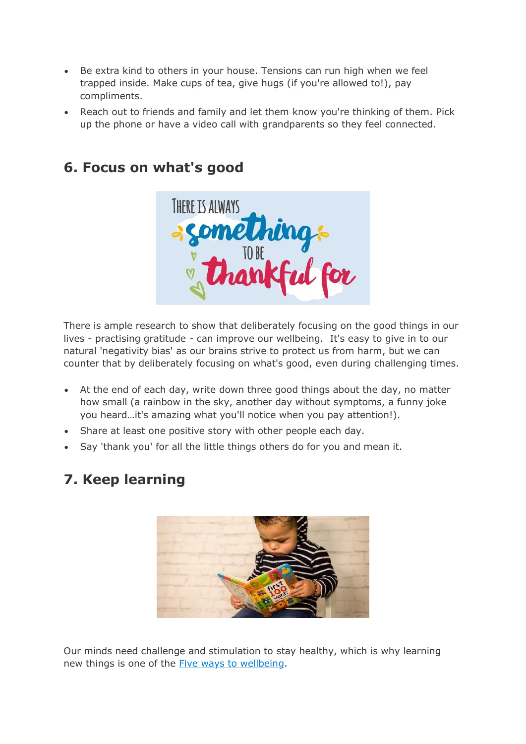- Be extra kind to others in your house. Tensions can run high when we feel trapped inside. Make cups of tea, give hugs (if you're allowed to!), pay compliments.
- Reach out to friends and family and let them know you're thinking of them. Pick up the phone or have a video call with grandparents so they feel connected.

## 6. Focus on what's good

There is ample research to show that deliberately focusing on the good things in our lives - practising gratitude - can improve our wellbeing. It's easy to give in to our natural 'negativity bias' as our brains strive to protect us from harm, but we can counter that by deliberately focusing on what's good, even during challenging times.

- At the end of each day, write down three good things about the day, no matter how small (a rainbow in the sky, another day without symptoms, a funny joke you heard…it's amazing what you'll notice when you pay attention!).
- Share at least one positive story with other people each day.
- Say 'thank you' for all the little things others do for you and mean it.

## 7. Keep learning

Our minds need challenge and stimulation to stay healthy, which is why learning new things is one of the Five ways to wellbeing.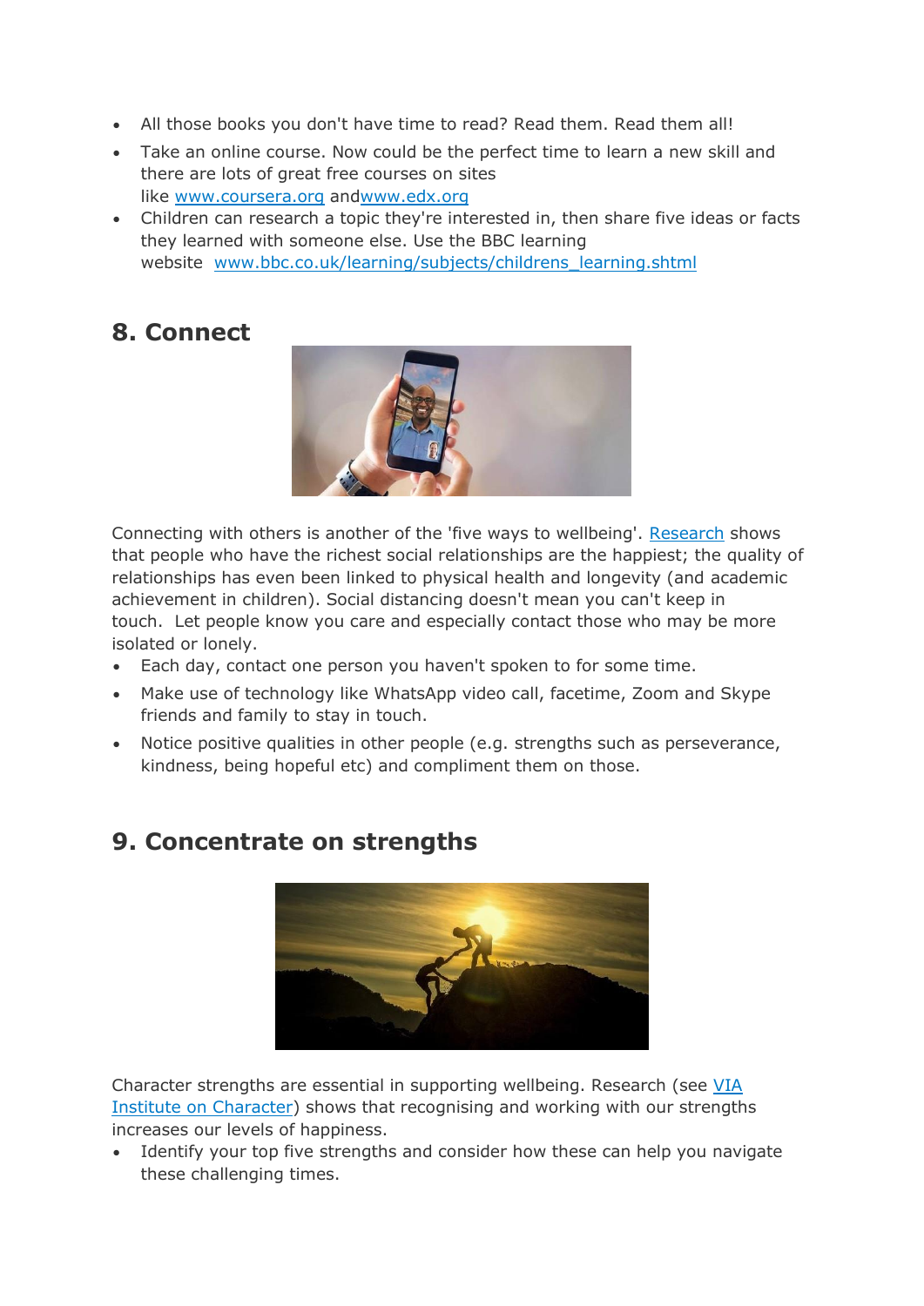- All those books you don't have time to read? Read them. Read them all!
- Take an online course. Now could be the perfect time to learn a new skill and there are lots of great free courses on sites like www.coursera.org andwww.edx.org
- Children can research a topic they're interested in, then share five ideas or facts they learned with someone else. Use the BBC learning website www.bbc.co.uk/learning/subjects/childrens_learning.shtml

## 8. Connect

Connecting with others is another of the 'five ways to wellbeing'. Research shows that people who have the richest social relationships are the happiest; the quality of relationships has even been linked to physical health and longevity (and academic achievement in children). Social distancing doesn't mean you can't keep in touch. Let people know you care and especially contact those who may be more isolated or lonely.

- Each day, contact one person you haven't spoken to for some time.
- Make use of technology like WhatsApp video call, facetime, Zoom and Skype friends and family to stay in touch.
- Notice positive qualities in other people (e.g. strengths such as perseverance, kindness, being hopeful etc) and compliment them on those.

## 9. Concentrate on strengths

Character strengths are essential in supporting wellbeing. Research (see VIA Institute on Character) shows that recognising and working with our strengths increases our levels of happiness.

- Identify your top five strengths and consider how these can help you navigate these challenging times.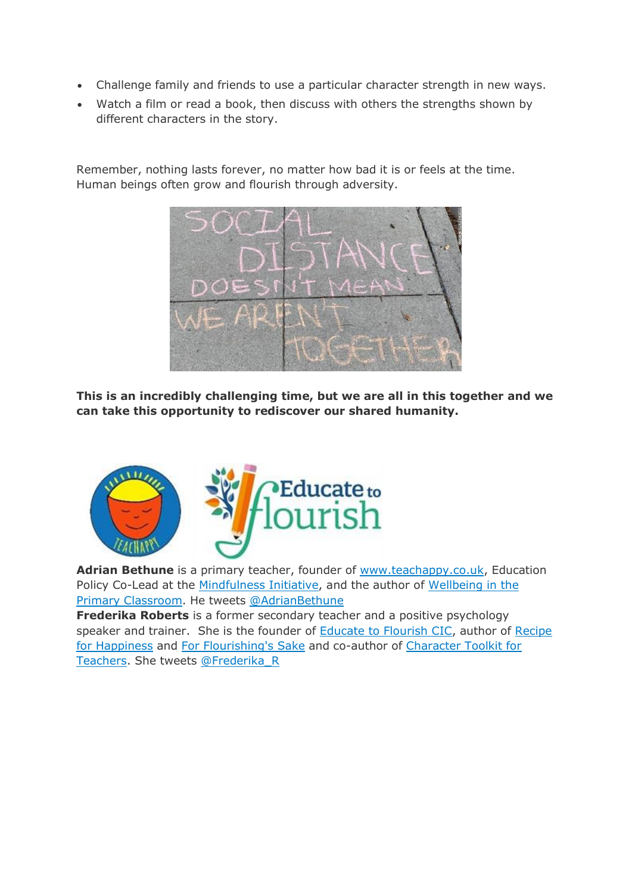- Challenge family and friends to use a particular character strength in new ways.
- Watch a film or read a book, then discuss with others the strengths shown by different characters in the story.

Remember, nothing lasts forever, no matter how bad it is or feels at the time. Human beings often grow and flourish through adversity.

**This is an incredibly challenging time, but we are all in this together and we can take this opportunity to rediscover our shared humanity.**

**Adrian Bethune** is a primary teacher, founder of www.teachappy.co.uk, Education Policy Co-Lead at the Mindfulness Initiative, and the author of Wellbeing in the Primary Classroom. He tweets @AdrianBethune

**Frederika Roberts** is a former secondary teacher and a positive psychology speaker and trainer. She is the founder of Educate to Flourish CIC, author of Recipe for Happiness and For Flourishing's Sake and co-author of Character Toolkit for Teachers. She tweets @Frederika_R